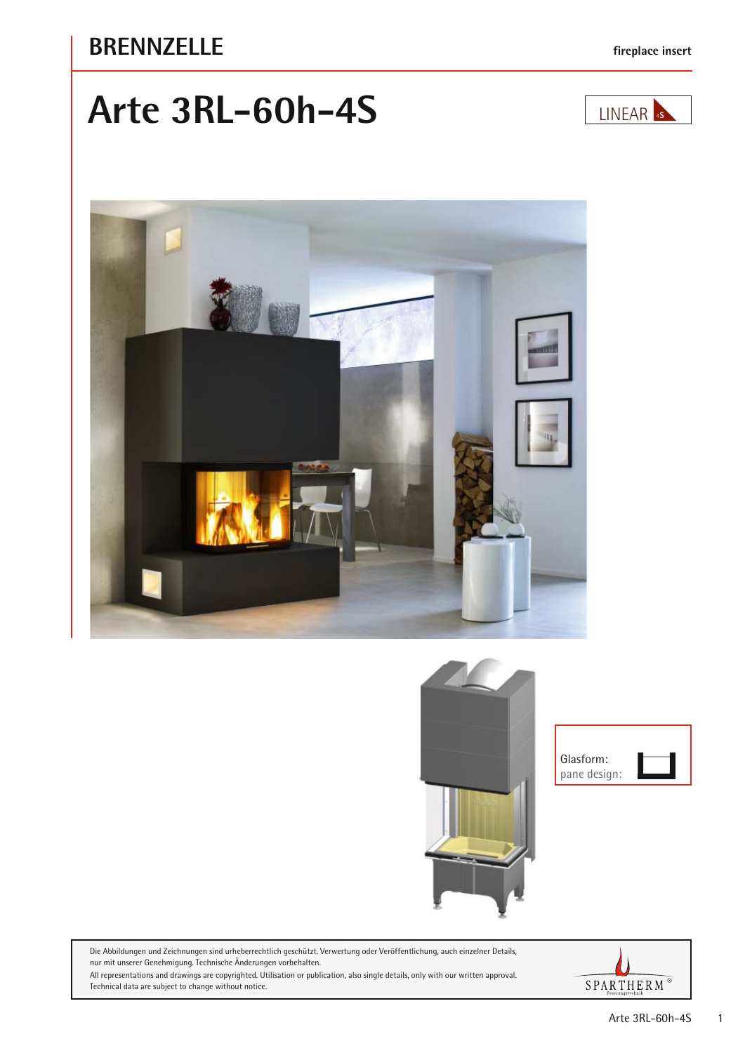**BRENNZELLE**

fireplace insert

# Arte 3RL-60h-4S

LINEAR 4S

Glasform:
pane design:

Die Abbildungen und Zeichnungen sind urheberrechtlich geschützt. Verwertung oder Veröffentlichung, auch einzelner Details, nur mit unserer Genehmigung. Technische Änderungen vorbehalten.
All representations and drawings are copyrighted. Utilisation or publication, also single details, only with our written approval. Technical data are subject to change without notice.

SPARTHERM®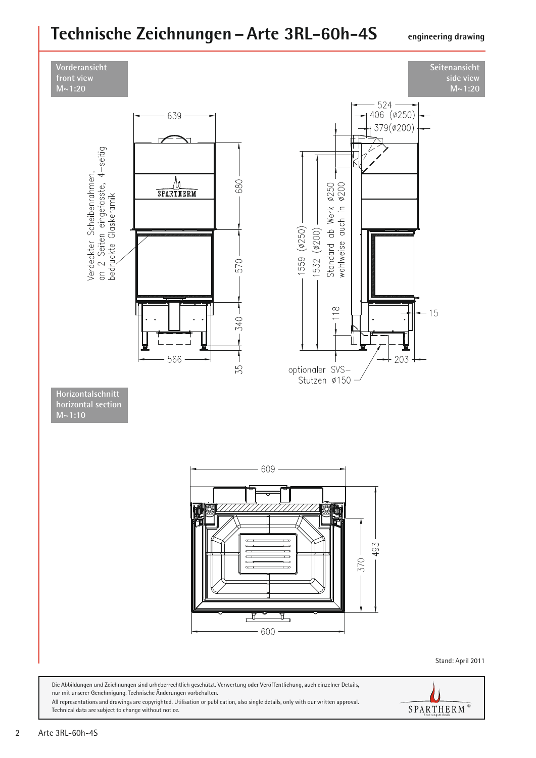# Technische Zeichnungen – Arte 3RL-60h-4S

**engineering drawing**

**Vorderansicht**
**front view**
**M~1:20**

Verdeckter Scheibenrahmen, an 2 Seiten eingefasste, 4-seitig bedruckte Glaskeramik

639

680

570

340

35

566

**Seitenansicht**
**side view**
**M~1:20**

524
406 (ø250)
379(ø200)

1559 (ø250)
1532 (ø200)

Standard ab Werk ø250
wahlweise auch in ø200

118

15

203

optionaler SVS-Stutzen ø150

**Horizontalschnitt**
**horizontal section**
**M~1:10**

609

493

370

600

Stand: April 2011

Die Abbildungen und Zeichnungen sind urheberrechtlich geschützt. Verwertung oder Veröffentlichung, auch einzelner Details, nur mit unserer Genehmigung. Technische Änderungen vorbehalten.
All representations and drawings are copyrighted. Utilisation or publication, also single details, only with our written approval. Technical data are subject to change without notice.

SPARTHERM® Feuerungstechnik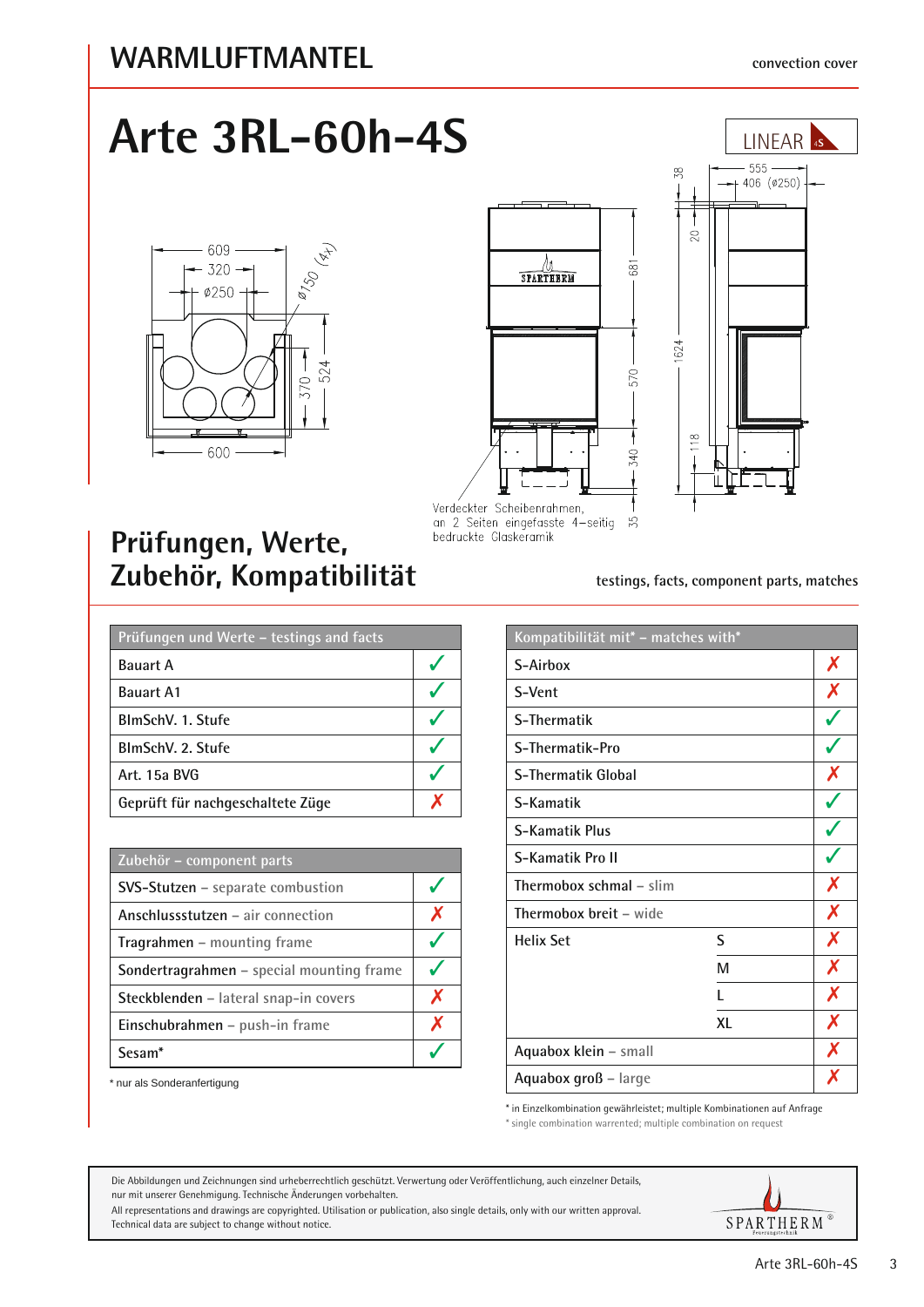# WARMLUFTMANTEL

convection cover

# Arte 3RL-60h-4S

LINEAR 4S

Verdeckter Scheibenrahmen, an 2 Seiten eingefasste 4-seitig bedruckte Glaskeramik

## Prüfungen, Werte, Zubehör, Kompatibilität

testings, facts, component parts, matches

| Prüfungen und Werte – testings and facts | |
|---|---|
| Bauart A | ✓ |
| Bauart A1 | ✓ |
| BImSchV. 1. Stufe | ✓ |
| BImSchV. 2. Stufe | ✓ |
| Art. 15a BVG | ✓ |
| Geprüft für nachgeschaltete Züge | ✗ |

| Zubehör – component parts | |
|---|---|
| SVS-Stutzen – separate combustion | ✓ |
| Anschlussstutzen – air connection | ✗ |
| Tragrahmen – mounting frame | ✓ |
| Sondertragrahmen – special mounting frame | ✓ |
| Steckblenden – lateral snap-in covers | ✗ |
| Einschubrahmen – push-in frame | ✗ |
| Sesam* | ✓ |

* nur als Sonderanfertigung

| Kompatibilität mit* – matches with* | | |
|---|---|---|
| S-Airbox | | ✗ |
| S-Vent | | ✗ |
| S-Thermatik | | ✓ |
| S-Thermatik-Pro | | ✓ |
| S-Thermatik Global | | ✗ |
| S-Kamatik | | ✓ |
| S-Kamatik Plus | | ✓ |
| S-Kamatik Pro II | | ✓ |
| Thermobox schmal – slim | | ✗ |
| Thermobox breit – wide | | ✗ |
| Helix Set | S | ✗ |
| | M | ✗ |
| | L | ✗ |
| | XL | ✗ |
| Aquabox klein – small | | ✗ |
| Aquabox groß – large | | ✗ |

* in Einzelkombination gewährleistet; multiple Kombinationen auf Anfrage
* single combination warrented; multiple combination on request

Die Abbildungen und Zeichnungen sind urheberrechtlich geschützt. Verwertung oder Veröffentlichung, auch einzelner Details, nur mit unserer Genehmigung. Technische Änderungen vorbehalten.
All representations and drawings are copyrighted. Utilisation or publication, also single details, only with our written approval. Technical data are subject to change without notice.

SPARTHERM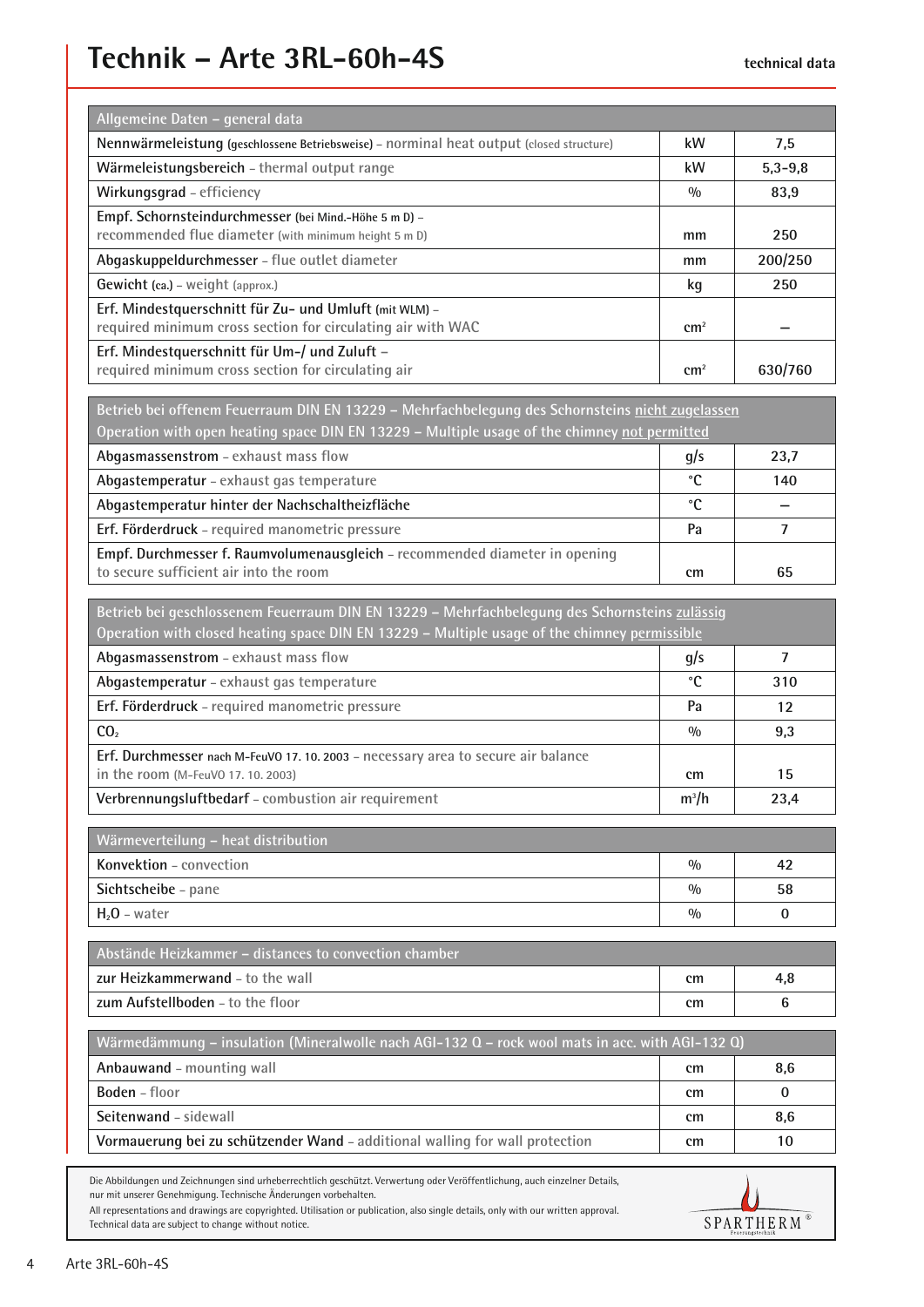# Technik – Arte 3RL-60h-4S

**technical data**

| Allgemeine Daten – general data | | |
|---|---|---|
| **Nennwärmeleistung** (geschlossene Betriebsweise) – norminal heat output (closed structure) | kW | 7,5 |
| **Wärmeleistungsbereich** – thermal output range | kW | 5,3–9,8 |
| **Wirkungsgrad** – efficiency | % | 83,9 |
| **Empf. Schornsteindurchmesser** (bei Mind.-Höhe 5 m D) – recommended flue diameter (with minimum height 5 m D) | mm | 250 |
| **Abgaskuppeldurchmesser** – flue outlet diameter | mm | 200/250 |
| **Gewicht** (ca.) – weight (approx.) | kg | 250 |
| **Erf. Mindestquerschnitt für Zu- und Umluft** (mit WLM) – required minimum cross section for circulating air with WAC | cm² | – |
| **Erf. Mindestquerschnitt für Um-/ und Zuluft** – required minimum cross section for circulating air | cm² | 630/760 |

| Betrieb bei offenem Feuerraum DIN EN 13229 – Mehrfachbelegung des Schornsteins nicht zugelassen<br>Operation with open heating space DIN EN 13229 – Multiple usage of the chimney not permitted | | |
|---|---|---|
| **Abgasmassenstrom** – exhaust mass flow | g/s | 23,7 |
| **Abgastemperatur** – exhaust gas temperature | °C | 140 |
| **Abgastemperatur hinter der Nachschaltheizfläche** | °C | – |
| **Erf. Förderdruck** – required manometric pressure | Pa | 7 |
| **Empf. Durchmesser f. Raumvolumenausgleich** – recommended diameter in opening to secure sufficient air into the room | cm | 65 |

| Betrieb bei geschlossenem Feuerraum DIN EN 13229 – Mehrfachbelegung des Schornsteins zulässig<br>Operation with closed heating space DIN EN 13229 – Multiple usage of the chimney permissible | | |
|---|---|---|
| **Abgasmassenstrom** – exhaust mass flow | g/s | 7 |
| **Abgastemperatur** – exhaust gas temperature | °C | 310 |
| **Erf. Förderdruck** – required manometric pressure | Pa | 12 |
| $CO_2$ | % | 9,3 |
| **Erf. Durchmesser** nach M-FeuVO 17. 10. 2003 – necessary area to secure air balance in the room (M-FeuVO 17. 10. 2003) | cm | 15 |
| **Verbrennungsluftbedarf** – combustion air requirement | m³/h | 23,4 |

| Wärmeverteilung – heat distribution | | |
|---|---|---|
| **Konvektion** – convection | % | 42 |
| **Sichtscheibe** – pane | % | 58 |
| $H_2O$ – water | % | 0 |

| Abstände Heizkammer – distances to convection chamber | | |
|---|---|---|
| **zur Heizkammerwand** – to the wall | cm | 4,8 |
| **zum Aufstellboden** – to the floor | cm | 6 |

| Wärmedämmung – insulation (Mineralwolle nach AGI-132 Q – rock wool mats in acc. with AGI-132 Q) | | |
|---|---|---|
| **Anbauwand** – mounting wall | cm | 8,6 |
| **Boden** – floor | cm | 0 |
| **Seitenwand** – sidewall | cm | 8,6 |
| **Vormauerung bei zu schützender Wand** – additional walling for wall protection | cm | 10 |

Die Abbildungen und Zeichnungen sind urheberrechtlich geschützt. Verwertung oder Veröffentlichung, auch einzelner Details, nur mit unserer Genehmigung. Technische Änderungen vorbehalten.
All representations and drawings are copyrighted. Utilisation or publication, also single details, only with our written approval. Technical data are subject to change without notice.

SPARTHERM® Feuerungstechnik